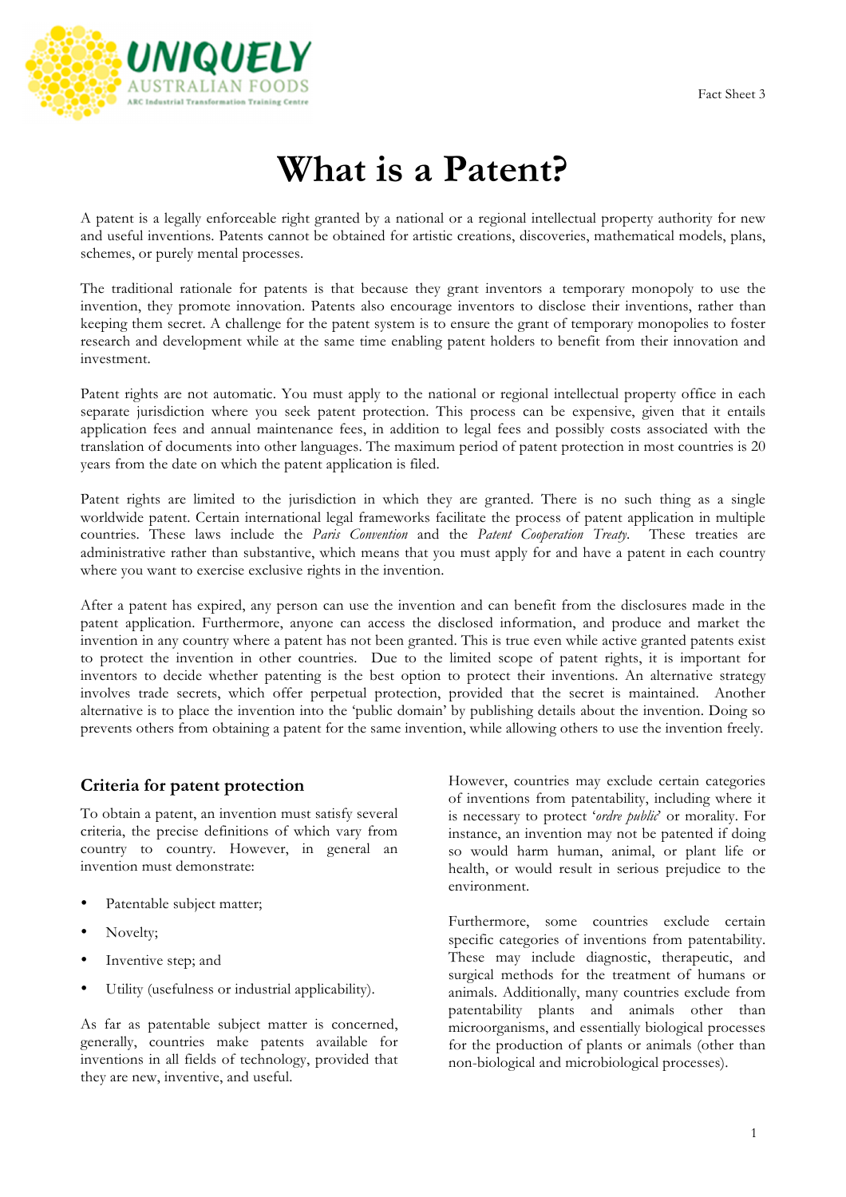Fact Sheet 3

# What is a Patent?

A patent is a legally enforceable right granted by a national or a regional intellectual property authority for new and useful inventions. Patents cannot be obtained for artistic creations, discoveries, mathematical models, plans, schemes, or purely mental processes.

The traditional rationale for patents is that because they grant inventors a temporary monopoly to use the invention, they promote innovation. Patents also encourage inventors to disclose their inventions, rather than keeping them secret. A challenge for the patent system is to ensure the grant of temporary monopolies to foster research and development while at the same time enabling patent holders to benefit from their innovation and investment.

Patent rights are not automatic. You must apply to the national or regional intellectual property office in each separate jurisdiction where you seek patent protection. This process can be expensive, given that it entails application fees and annual maintenance fees, in addition to legal fees and possibly costs associated with the translation of documents into other languages. The maximum period of patent protection in most countries is 20 years from the date on which the patent application is filed.

Patent rights are limited to the jurisdiction in which they are granted. There is no such thing as a single worldwide patent. Certain international legal frameworks facilitate the process of patent application in multiple countries. These laws include the *Paris Convention* and the *Patent Cooperation Treaty*. These treaties are administrative rather than substantive, which means that you must apply for and have a patent in each country where you want to exercise exclusive rights in the invention.

After a patent has expired, any person can use the invention and can benefit from the disclosures made in the patent application. Furthermore, anyone can access the disclosed information, and produce and market the invention in any country where a patent has not been granted. This is true even while active granted patents exist to protect the invention in other countries. Due to the limited scope of patent rights, it is important for inventors to decide whether patenting is the best option to protect their inventions. An alternative strategy involves trade secrets, which offer perpetual protection, provided that the secret is maintained. Another alternative is to place the invention into the 'public domain' by publishing details about the invention. Doing so prevents others from obtaining a patent for the same invention, while allowing others to use the invention freely.

## Criteria for patent protection

To obtain a patent, an invention must satisfy several criteria, the precise definitions of which vary from country to country. However, in general an invention must demonstrate:

- Patentable subject matter;
- Novelty;
- Inventive step; and
- Utility (usefulness or industrial applicability).

As far as patentable subject matter is concerned, generally, countries make patents available for inventions in all fields of technology, provided that they are new, inventive, and useful.

However, countries may exclude certain categories of inventions from patentability, including where it is necessary to protect '*ordre public*' or morality. For instance, an invention may not be patented if doing so would harm human, animal, or plant life or health, or would result in serious prejudice to the environment.

Furthermore, some countries exclude certain specific categories of inventions from patentability. These may include diagnostic, therapeutic, and surgical methods for the treatment of humans or animals. Additionally, many countries exclude from patentability plants and animals other than microorganisms, and essentially biological processes for the production of plants or animals (other than non-biological and microbiological processes).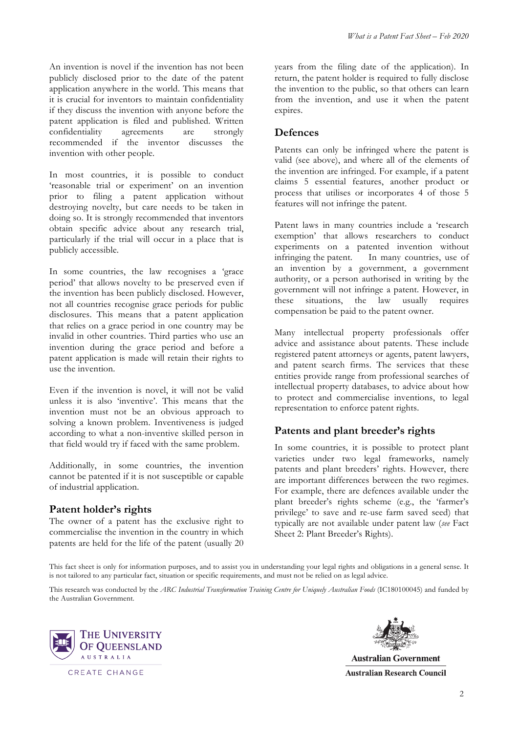An invention is novel if the invention has not been publicly disclosed prior to the date of the patent application anywhere in the world. This means that it is crucial for inventors to maintain confidentiality if they discuss the invention with anyone before the patent application is filed and published. Written confidentiality agreements are strongly recommended if the inventor discusses the invention with other people.

In most countries, it is possible to conduct 'reasonable trial or experiment' on an invention prior to filing a patent application without destroying novelty, but care needs to be taken in doing so. It is strongly recommended that inventors obtain specific advice about any research trial, particularly if the trial will occur in a place that is publicly accessible.

In some countries, the law recognises a 'grace period' that allows novelty to be preserved even if the invention has been publicly disclosed. However, not all countries recognise grace periods for public disclosures. This means that a patent application that relies on a grace period in one country may be invalid in other countries. Third parties who use an invention during the grace period and before a patent application is made will retain their rights to use the invention.

Even if the invention is novel, it will not be valid unless it is also 'inventive'. This means that the invention must not be an obvious approach to solving a known problem. Inventiveness is judged according to what a non-inventive skilled person in that field would try if faced with the same problem.

Additionally, in some countries, the invention cannot be patented if it is not susceptible or capable of industrial application.

## Patent holder's rights

The owner of a patent has the exclusive right to commercialise the invention in the country in which patents are held for the life of the patent (usually 20 years from the filing date of the application). In return, the patent holder is required to fully disclose the invention to the public, so that others can learn from the invention, and use it when the patent expires.

## Defences

Patents can only be infringed where the patent is valid (see above), and where all of the elements of the invention are infringed. For example, if a patent claims 5 essential features, another product or process that utilises or incorporates 4 of those 5 features will not infringe the patent.

Patent laws in many countries include a 'research exemption' that allows researchers to conduct experiments on a patented invention without infringing the patent. In many countries, use of an invention by a government, a government authority, or a person authorised in writing by the government will not infringe a patent. However, in these situations, the law usually requires compensation be paid to the patent owner.

Many intellectual property professionals offer advice and assistance about patents. These include registered patent attorneys or agents, patent lawyers, and patent search firms. The services that these entities provide range from professional searches of intellectual property databases, to advice about how to protect and commercialise inventions, to legal representation to enforce patent rights.

## Patents and plant breeder's rights

In some countries, it is possible to protect plant varieties under two legal frameworks, namely patents and plant breeders' rights. However, there are important differences between the two regimes. For example, there are defences available under the plant breeder's rights scheme (e.g., the 'farmer's privilege' to save and re-use farm saved seed) that typically are not available under patent law (*see* Fact Sheet 2: Plant Breeder's Rights).

This fact sheet is only for information purposes, and to assist you in understanding your legal rights and obligations in a general sense. It is not tailored to any particular fact, situation or specific requirements, and must not be relied on as legal advice.

This research was conducted by the *ARC Industrial Transformation Training Centre for Uniquely Australian Foods* (IC180100045) and funded by the Australian Government.

THE UNIVERSITY OF QUEENSLAND AUSTRALIA

CREATE CHANGE

Australian Government

Australian Research Council